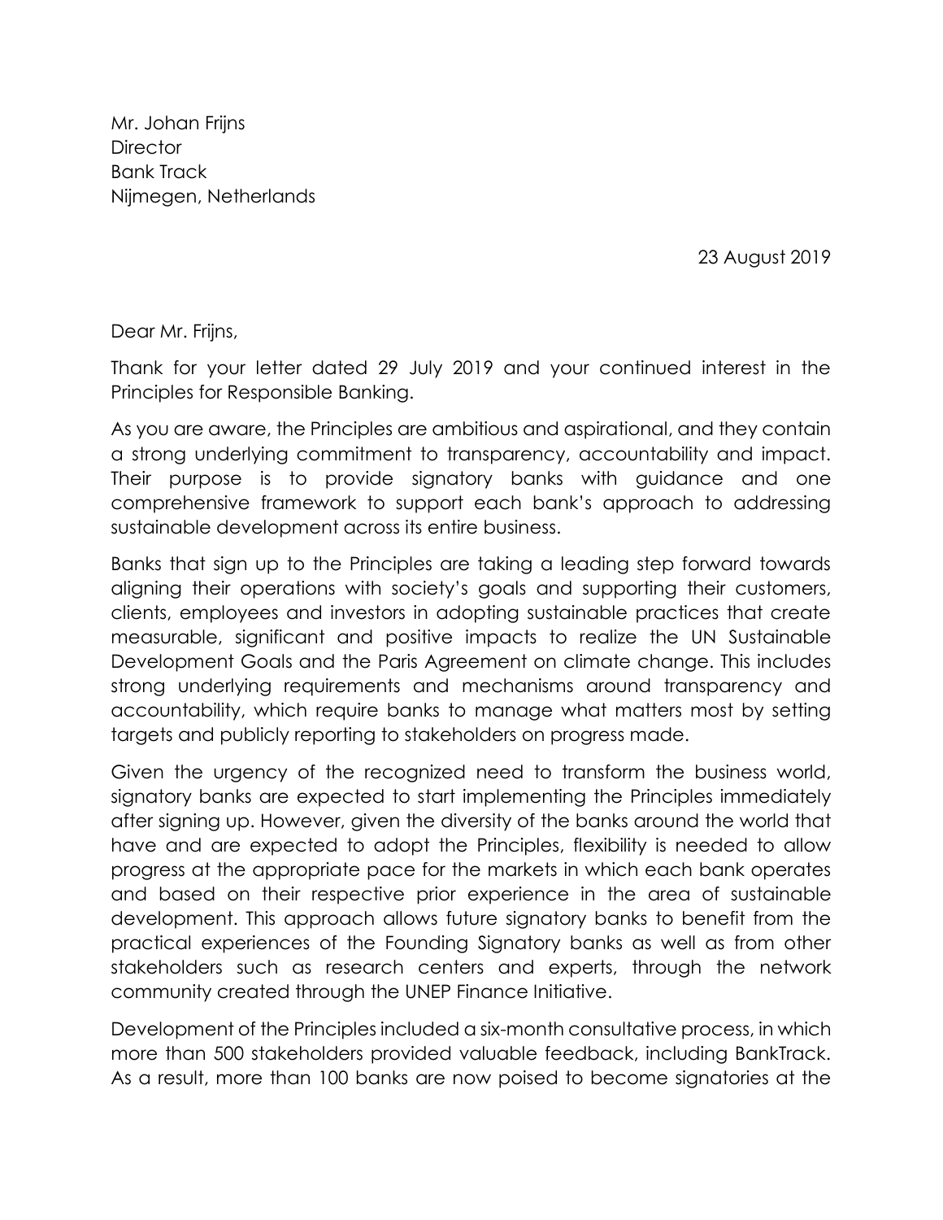Mr. Johan Frijns
Director
Bank Track
Nijmegen, Netherlands

23 August 2019

Dear Mr. Frijns,

Thank for your letter dated 29 July 2019 and your continued interest in the Principles for Responsible Banking.

As you are aware, the Principles are ambitious and aspirational, and they contain a strong underlying commitment to transparency, accountability and impact. Their purpose is to provide signatory banks with guidance and one comprehensive framework to support each bank's approach to addressing sustainable development across its entire business.

Banks that sign up to the Principles are taking a leading step forward towards aligning their operations with society's goals and supporting their customers, clients, employees and investors in adopting sustainable practices that create measurable, significant and positive impacts to realize the UN Sustainable Development Goals and the Paris Agreement on climate change. This includes strong underlying requirements and mechanisms around transparency and accountability, which require banks to manage what matters most by setting targets and publicly reporting to stakeholders on progress made.

Given the urgency of the recognized need to transform the business world, signatory banks are expected to start implementing the Principles immediately after signing up. However, given the diversity of the banks around the world that have and are expected to adopt the Principles, flexibility is needed to allow progress at the appropriate pace for the markets in which each bank operates and based on their respective prior experience in the area of sustainable development. This approach allows future signatory banks to benefit from the practical experiences of the Founding Signatory banks as well as from other stakeholders such as research centers and experts, through the network community created through the UNEP Finance Initiative.

Development of the Principles included a six-month consultative process, in which more than 500 stakeholders provided valuable feedback, including BankTrack. As a result, more than 100 banks are now poised to become signatories at the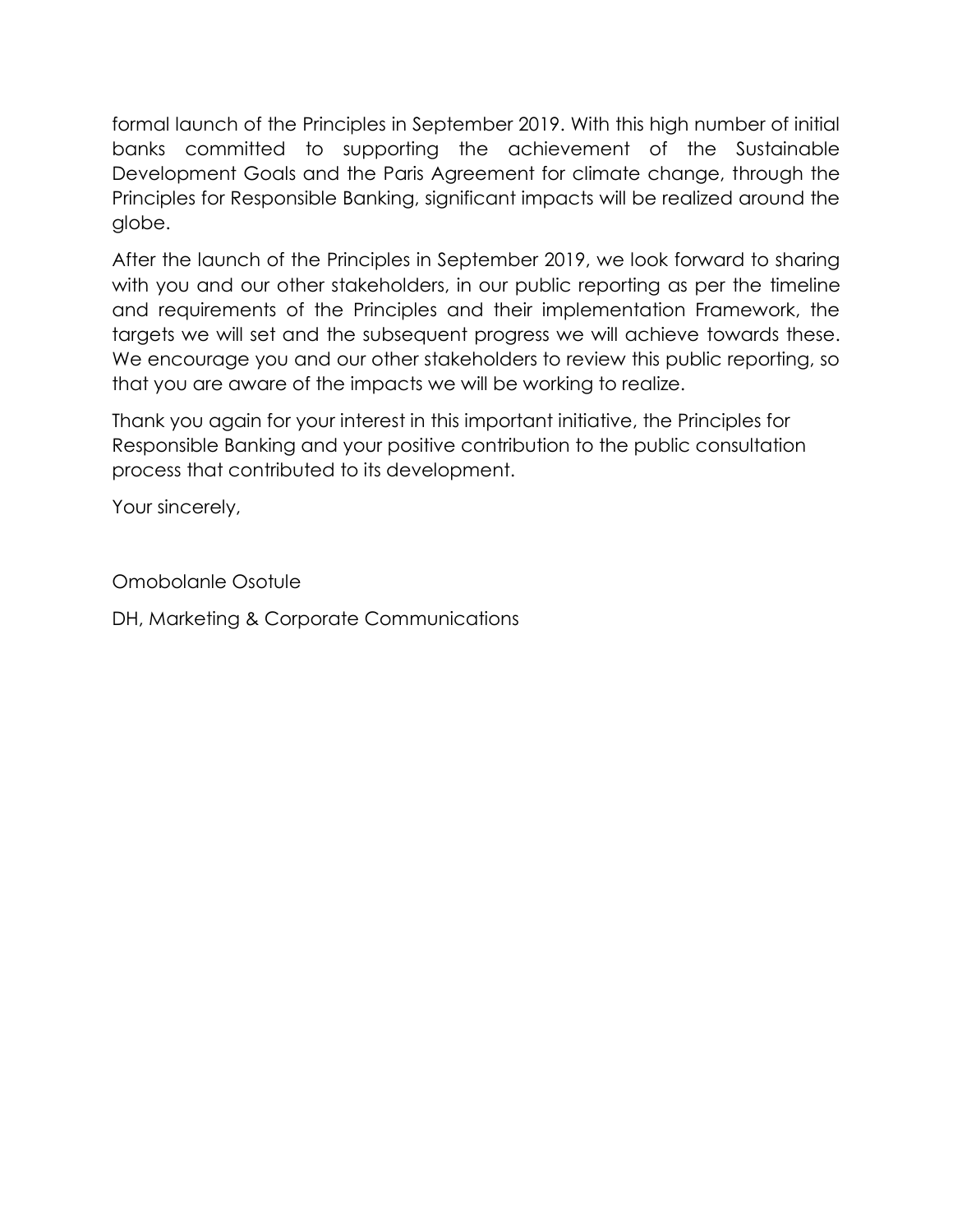formal launch of the Principles in September 2019. With this high number of initial banks committed to supporting the achievement of the Sustainable Development Goals and the Paris Agreement for climate change, through the Principles for Responsible Banking, significant impacts will be realized around the globe.

After the launch of the Principles in September 2019, we look forward to sharing with you and our other stakeholders, in our public reporting as per the timeline and requirements of the Principles and their implementation Framework, the targets we will set and the subsequent progress we will achieve towards these. We encourage you and our other stakeholders to review this public reporting, so that you are aware of the impacts we will be working to realize.

Thank you again for your interest in this important initiative, the Principles for Responsible Banking and your positive contribution to the public consultation process that contributed to its development.

Your sincerely,

Omobolanle Osotule

DH, Marketing & Corporate Communications